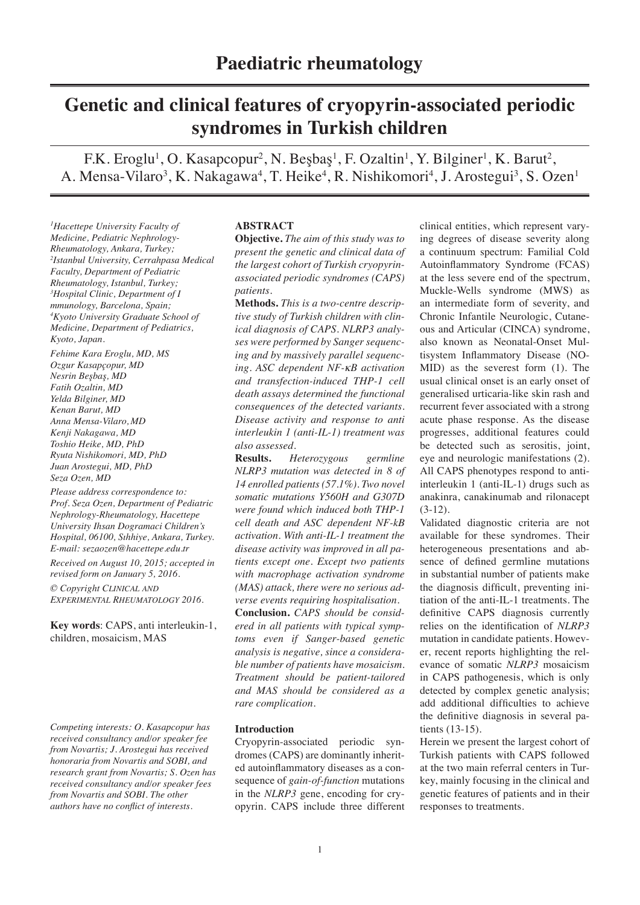## Paediatric rheumatology

# Genetic and clinical features of cryopyrin-associated periodic syndromes in Turkish children

F.K. Eroglu[1], O. Kasapcopur[2], N. Beşbaş[1], F. Ozaltin[1], Y. Bilginer[1], K. Barut[2], A. Mensa-Vilaro[3], K. Nakagawa[4], T. Heike[4], R. Nishikomori[4], J. Arostegui[3], S. Ozen[1]

*[1]Hacettepe University Faculty of Medicine, Pediatric Nephrology-Rheumatology, Ankara, Turkey; [2]Istanbul University, Cerrahpasa Medical Faculty, Department of Pediatric Rheumatology, Istanbul, Turkey; [3]Hospital Clinic, Department of I mmunology, Barcelona, Spain; [4]Kyoto University Graduate School of Medicine, Department of Pediatrics, Kyoto, Japan.*

*Fehime Kara Eroglu, MD, MS*
*Ozgur Kasapçopur, MD*
*Nesrin Beşbaş, MD*
*Fatih Ozaltin, MD*
*Yelda Bilginer, MD*
*Kenan Barut, MD*
*Anna Mensa-Vilaro, MD*
*Kenji Nakagawa, MD*
*Toshio Heike, MD, PhD*
*Ryuta Nishikomori, MD, PhD*
*Juan Arostegui, MD, PhD*
*Seza Ozen, MD*

*Please address correspondence to: Prof. Seza Ozen, Department of Pediatric Nephrology-Rheumatology, Hacettepe University Ihsan Dogramaci Children's Hospital, 06100, Sıhhiye, Ankara, Turkey. E-mail: sezaozen@hacettepe.edu.tr*

*Received on August 10, 2015; accepted in revised form on January 5, 2016.*

*© Copyright Clinical and Experimental Rheumatology 2016.*

**Key words**: CAPS, anti interleukin-1, children, mosaicism, MAS

*Competing interests: O. Kasapcopur has received consultancy and/or speaker fee from Novartis; J. Arostegui has received honoraria from Novartis and SOBI, and research grant from Novartis; S. Ozen has received consultancy and/or speaker fees from Novartis and SOBI. The other authors have no conflict of interests.*

## ABSTRACT

**Objective.** *The aim of this study was to present the genetic and clinical data of the largest cohort of Turkish cryopyrin-associated periodic syndromes (CAPS) patients.*

**Methods.** *This is a two-centre descriptive study of Turkish children with clinical diagnosis of CAPS. NLRP3 analyses were performed by Sanger sequencing and by massively parallel sequencing. ASC dependent NF-κB activation and transfection-induced THP-1 cell death assays determined the functional consequences of the detected variants. Disease activity and response to anti interleukin 1 (anti-IL-1) treatment was also assessed.*

**Results.** *Heterozygous germline NLRP3 mutation was detected in 8 of 14 enrolled patients (57.1%). Two novel somatic mutations Y560H and G307D were found which induced both THP-1 cell death and ASC dependent NF-kB activation. With anti-IL-1 treatment the disease activity was improved in all patients except one. Except two patients with macrophage activation syndrome (MAS) attack, there were no serious adverse events requiring hospitalisation.*

**Conclusion.** *CAPS should be considered in all patients with typical symptoms even if Sanger-based genetic analysis is negative, since a considerable number of patients have mosaicism. Treatment should be patient-tailored and MAS should be considered as a rare complication.*

## Introduction

Cryopyrin-associated periodic syndromes (CAPS) are dominantly inherited autoinflammatory diseases as a consequence of *gain-of-function* mutations in the *NLRP3* gene, encoding for cryopyrin. CAPS include three different clinical entities, which represent varying degrees of disease severity along a continuum spectrum: Familial Cold Autoinflammatory Syndrome (FCAS) at the less severe end of the spectrum, Muckle-Wells syndrome (MWS) as an intermediate form of severity, and Chronic Infantile Neurologic, Cutaneous and Articular (CINCA) syndrome, also known as Neonatal-Onset Multisystem Inflammatory Disease (NOMID) as the severest form (1). The usual clinical onset is an early onset of generalised urticaria-like skin rash and recurrent fever associated with a strong acute phase response. As the disease progresses, additional features could be detected such as serositis, joint, eye and neurologic manifestations (2). All CAPS phenotypes respond to anti-interleukin 1 (anti-IL-1) drugs such as anakinra, canakinumab and rilonacept (3-12).

Validated diagnostic criteria are not available for these syndromes. Their heterogeneous presentations and absence of defined germline mutations in substantial number of patients make the diagnosis difficult, preventing initiation of the anti-IL-1 treatments. The definitive CAPS diagnosis currently relies on the identification of *NLRP3* mutation in candidate patients. However, recent reports highlighting the relevance of somatic *NLRP3* mosaicism in CAPS pathogenesis, which is only detected by complex genetic analysis; add additional difficulties to achieve the definitive diagnosis in several patients (13-15).

Herein we present the largest cohort of Turkish patients with CAPS followed at the two main referral centers in Turkey, mainly focusing in the clinical and genetic features of patients and in their responses to treatments.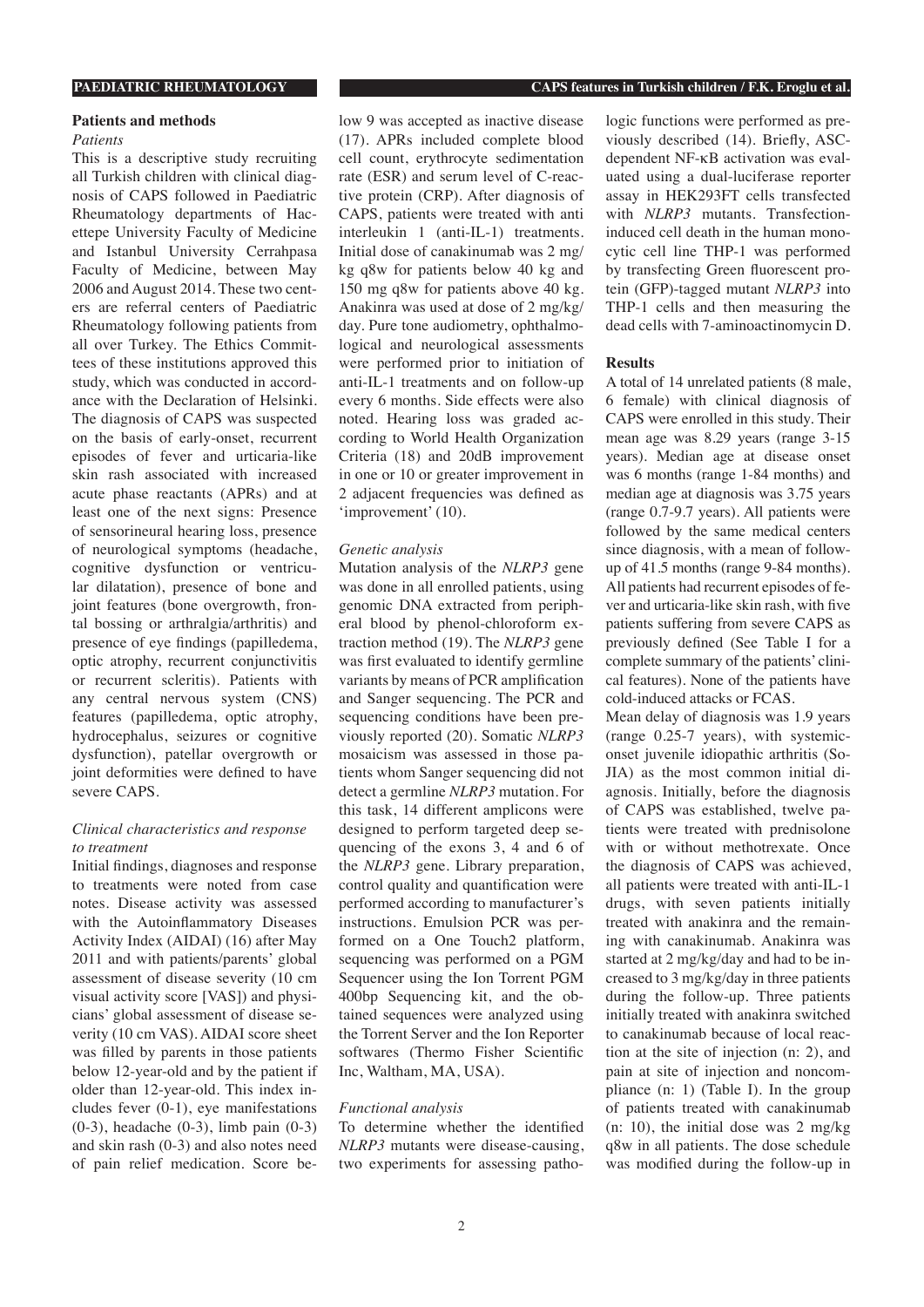## Patients and methods

### *Patients*

This is a descriptive study recruiting all Turkish children with clinical diagnosis of CAPS followed in Paediatric Rheumatology departments of Hacettepe University Faculty of Medicine and Istanbul University Cerrahpasa Faculty of Medicine, between May 2006 and August 2014. These two centers are referral centers of Paediatric Rheumatology following patients from all over Turkey. The Ethics Committees of these institutions approved this study, which was conducted in accordance with the Declaration of Helsinki. The diagnosis of CAPS was suspected on the basis of early-onset, recurrent episodes of fever and urticaria-like skin rash associated with increased acute phase reactants (APRs) and at least one of the next signs: Presence of sensorineural hearing loss, presence of neurological symptoms (headache, cognitive dysfunction or ventricular dilatation), presence of bone and joint features (bone overgrowth, frontal bossing or arthralgia/arthritis) and presence of eye findings (papilledema, optic atrophy, recurrent conjunctivitis or recurrent scleritis). Patients with any central nervous system (CNS) features (papilledema, optic atrophy, hydrocephalus, seizures or cognitive dysfunction), patellar overgrowth or joint deformities were defined to have severe CAPS.

### *Clinical characteristics and response to treatment*

Initial findings, diagnoses and response to treatments were noted from case notes. Disease activity was assessed with the Autoinflammatory Diseases Activity Index (AIDAI) (16) after May 2011 and with patients/parents' global assessment of disease severity (10 cm visual activity score [VAS]) and physicians' global assessment of disease severity (10 cm VAS). AIDAI score sheet was filled by parents in those patients below 12-year-old and by the patient if older than 12-year-old. This index includes fever (0-1), eye manifestations (0-3), headache (0-3), limb pain (0-3) and skin rash (0-3) and also notes need of pain relief medication. Score below 9 was accepted as inactive disease (17). APRs included complete blood cell count, erythrocyte sedimentation rate (ESR) and serum level of C-reactive protein (CRP). After diagnosis of CAPS, patients were treated with anti interleukin 1 (anti-IL-1) treatments. Initial dose of canakinumab was 2 mg/kg q8w for patients below 40 kg and 150 mg q8w for patients above 40 kg. Anakinra was used at dose of 2 mg/kg/day. Pure tone audiometry, ophthalmological and neurological assessments were performed prior to initiation of anti-IL-1 treatments and on follow-up every 6 months. Side effects were also noted. Hearing loss was graded according to World Health Organization Criteria (18) and 20dB improvement in one or 10 or greater improvement in 2 adjacent frequencies was defined as 'improvement' (10).

### *Genetic analysis*

Mutation analysis of the *NLRP3* gene was done in all enrolled patients, using genomic DNA extracted from peripheral blood by phenol-chloroform extraction method (19). The *NLRP3* gene was first evaluated to identify germline variants by means of PCR amplification and Sanger sequencing. The PCR and sequencing conditions have been previously reported (20). Somatic *NLRP3* mosaicism was assessed in those patients whom Sanger sequencing did not detect a germline *NLRP3* mutation. For this task, 14 different amplicons were designed to perform targeted deep sequencing of the exons 3, 4 and 6 of the *NLRP3* gene. Library preparation, control quality and quantification were performed according to manufacturer's instructions. Emulsion PCR was performed on a One Touch2 platform, sequencing was performed on a PGM Sequencer using the Ion Torrent PGM 400bp Sequencing kit, and the obtained sequences were analyzed using the Torrent Server and the Ion Reporter softwares (Thermo Fisher Scientific Inc, Waltham, MA, USA).

### *Functional analysis*

To determine whether the identified *NLRP3* mutants were disease-causing, two experiments for assessing pathologic functions were performed as previously described (14). Briefly, ASC-dependent NF-κB activation was evaluated using a dual-luciferase reporter assay in HEK293FT cells transfected with *NLRP3* mutants. Transfection-induced cell death in the human monocytic cell line THP-1 was performed by transfecting Green fluorescent protein (GFP)-tagged mutant *NLRP3* into THP-1 cells and then measuring the dead cells with 7-aminoactinomycin D.

## Results

A total of 14 unrelated patients (8 male, 6 female) with clinical diagnosis of CAPS were enrolled in this study. Their mean age was 8.29 years (range 3-15 years). Median age at disease onset was 6 months (range 1-84 months) and median age at diagnosis was 3.75 years (range 0.7-9.7 years). All patients were followed by the same medical centers since diagnosis, with a mean of follow-up of 41.5 months (range 9-84 months). All patients had recurrent episodes of fever and urticaria-like skin rash, with five patients suffering from severe CAPS as previously defined (See Table I for a complete summary of the patients' clinical features). None of the patients have cold-induced attacks or FCAS.

Mean delay of diagnosis was 1.9 years (range 0.25-7 years), with systemic-onset juvenile idiopathic arthritis (So-JIA) as the most common initial diagnosis. Initially, before the diagnosis of CAPS was established, twelve patients were treated with prednisolone with or without methotrexate. Once the diagnosis of CAPS was achieved, all patients were treated with anti-IL-1 drugs, with seven patients initially treated with anakinra and the remaining with canakinumab. Anakinra was started at 2 mg/kg/day and had to be increased to 3 mg/kg/day in three patients during the follow-up. Three patients initially treated with anakinra switched to canakinumab because of local reaction at the site of injection (n: 2), and pain at site of injection and noncompliance (n: 1) (Table I). In the group of patients treated with canakinumab (n: 10), the initial dose was 2 mg/kg q8w in all patients. The dose schedule was modified during the follow-up in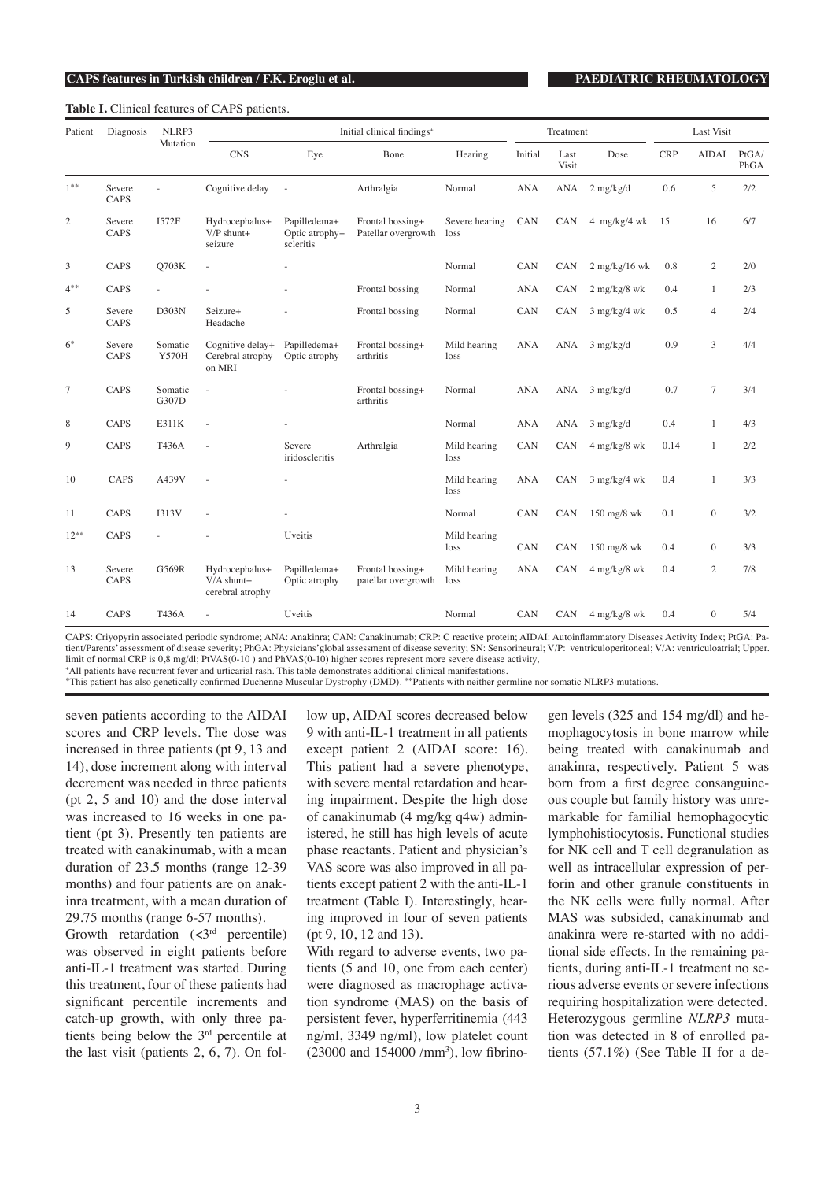**Table I.** Clinical features of CAPS patients.

| Patient | Diagnosis | NLRP3 Mutation | Initial clinical findings⁺ | | | | Treatment | | | Last Visit | | |
|---|---|---|---|---|---|---|---|---|---|---|---|---|
| | | | CNS | Eye | Bone | Hearing | Initial | Last Visit | Dose | CRP | AIDAI | PtGA/ PhGA |
| 1** | Severe CAPS | - | Cognitive delay | - | Arthralgia | Normal | ANA | ANA | 2 mg/kg/d | 0.6 | 5 | 2/2 |
| 2 | Severe CAPS | I572F | Hydrocephalus+ V/P shunt+ seizure | Papilledema+ Optic atrophy+ scleritis | Frontal bossing+ Patellar overgrowth | Severe hearing loss | CAN | CAN | 4 mg/kg/4 wk | 15 | 16 | 6/7 |
| 3 | CAPS | Q703K | - | - | | Normal | CAN | CAN | 2 mg/kg/16 wk | 0.8 | 2 | 2/0 |
| 4** | CAPS | - | - | - | Frontal bossing | Normal | ANA | CAN | 2 mg/kg/8 wk | 0.4 | 1 | 2/3 |
| 5 | Severe CAPS | D303N | Seizure+ Headache | - | Frontal bossing | Normal | CAN | CAN | 3 mg/kg/4 wk | 0.5 | 4 | 2/4 |
| 6* | Severe CAPS | Somatic Y570H | Cognitive delay+ Cerebral atrophy on MRI | Papilledema+ Optic atrophy | Frontal bossing+ arthritis | Mild hearing loss | ANA | ANA | 3 mg/kg/d | 0.9 | 3 | 4/4 |
| 7 | CAPS | Somatic G307D | - | - | Frontal bossing+ arthritis | Normal | ANA | ANA | 3 mg/kg/d | 0.7 | 7 | 3/4 |
| 8 | CAPS | E311K | - | - | | Normal | ANA | ANA | 3 mg/kg/d | 0.4 | 1 | 4/3 |
| 9 | CAPS | T436A | - | Severe iridoscleritis | Arthralgia | Mild hearing loss | CAN | CAN | 4 mg/kg/8 wk | 0.14 | 1 | 2/2 |
| 10 | CAPS | A439V | - | - | | Mild hearing loss | ANA | CAN | 3 mg/kg/4 wk | 0.4 | 1 | 3/3 |
| 11 | CAPS | I313V | - | - | | Normal | CAN | CAN | 150 mg/8 wk | 0.1 | 0 | 3/2 |
| 12** | CAPS | - | - | Uveitis | | Mild hearing loss | CAN | CAN | 150 mg/8 wk | 0.4 | 0 | 3/3 |
| 13 | Severe CAPS | G569R | Hydrocephalus+ V/A shunt+ cerebral atrophy | Papilledema+ Optic atrophy | Frontal bossing+ patellar overgrowth | Mild hearing loss | ANA | CAN | 4 mg/kg/8 wk | 0.4 | 2 | 7/8 |
| 14 | CAPS | T436A | - | Uveitis | | Normal | CAN | CAN | 4 mg/kg/8 wk | 0.4 | 0 | 5/4 |

CAPS: Criyopyrin associated periodic syndrome; ANA: Anakinra; CAN: Canakinumab; CRP: C reactive protein; AIDAI: Autoinflammatory Diseases Activity Index; PtGA: Patient/Parents' assessment of disease severity; PhGA: Physicians' global assessment of disease severity; SN: Sensorineural; V/P: ventriculoperitoneal; V/A: ventriculoatrial; Upper. limit of normal CRP is 0,8 mg/dl; PtVAS(0-10 ) and PhVAS(0-10) higher scores represent more severe disease activity,
⁺All patients have recurrent fever and urticarial rash. This table demonstrates additional clinical manifestations.
*This patient has also genetically confirmed Duchenne Muscular Dystrophy (DMD). **Patients with neither germline nor somatic NLRP3 mutations.

seven patients according to the AIDAI scores and CRP levels. The dose was increased in three patients (pt 9, 13 and 14), dose increment along with interval decrement was needed in three patients (pt 2, 5 and 10) and the dose interval was increased to 16 weeks in one patient (pt 3). Presently ten patients are treated with canakinumab, with a mean duration of 23.5 months (range 12-39 months) and four patients are on anakinra treatment, with a mean duration of 29.75 months (range 6-57 months).

Growth retardation (<3rd percentile) was observed in eight patients before anti-IL-1 treatment was started. During this treatment, four of these patients had significant percentile increments and catch-up growth, with only three patients being below the 3rd percentile at the last visit (patients 2, 6, 7). On follow up, AIDAI scores decreased below 9 with anti-IL-1 treatment in all patients except patient 2 (AIDAI score: 16). This patient had a severe phenotype, with severe mental retardation and hearing impairment. Despite the high dose of canakinumab (4 mg/kg q4w) administered, he still has high levels of acute phase reactants. Patient and physician's VAS score was also improved in all patients except patient 2 with the anti-IL-1 treatment (Table I). Interestingly, hearing improved in four of seven patients (pt 9, 10, 12 and 13).

With regard to adverse events, two patients (5 and 10, one from each center) were diagnosed as macrophage activation syndrome (MAS) on the basis of persistent fever, hyperferritinemia (443 ng/ml, 3349 ng/ml), low platelet count (23000 and 154000 /mm$^3$), low fibrinogen levels (325 and 154 mg/dl) and hemophagocytosis in bone marrow while being treated with canakinumab and anakinra, respectively. Patient 5 was born from a first degree consanguineous couple but family history was unremarkable for familial hemophagocytic lymphohistiocytosis. Functional studies for NK cell and T cell degranulation as well as intracellular expression of perforin and other granule constituents in the NK cells were fully normal. After MAS was subsided, canakinumab and anakinra were re-started with no additional side effects. In the remaining patients, during anti-IL-1 treatment no serious adverse events or severe infections requiring hospitalization were detected. Heterozygous germline *NLRP3* mutation was detected in 8 of enrolled patients (57.1%) (See Table II for a de-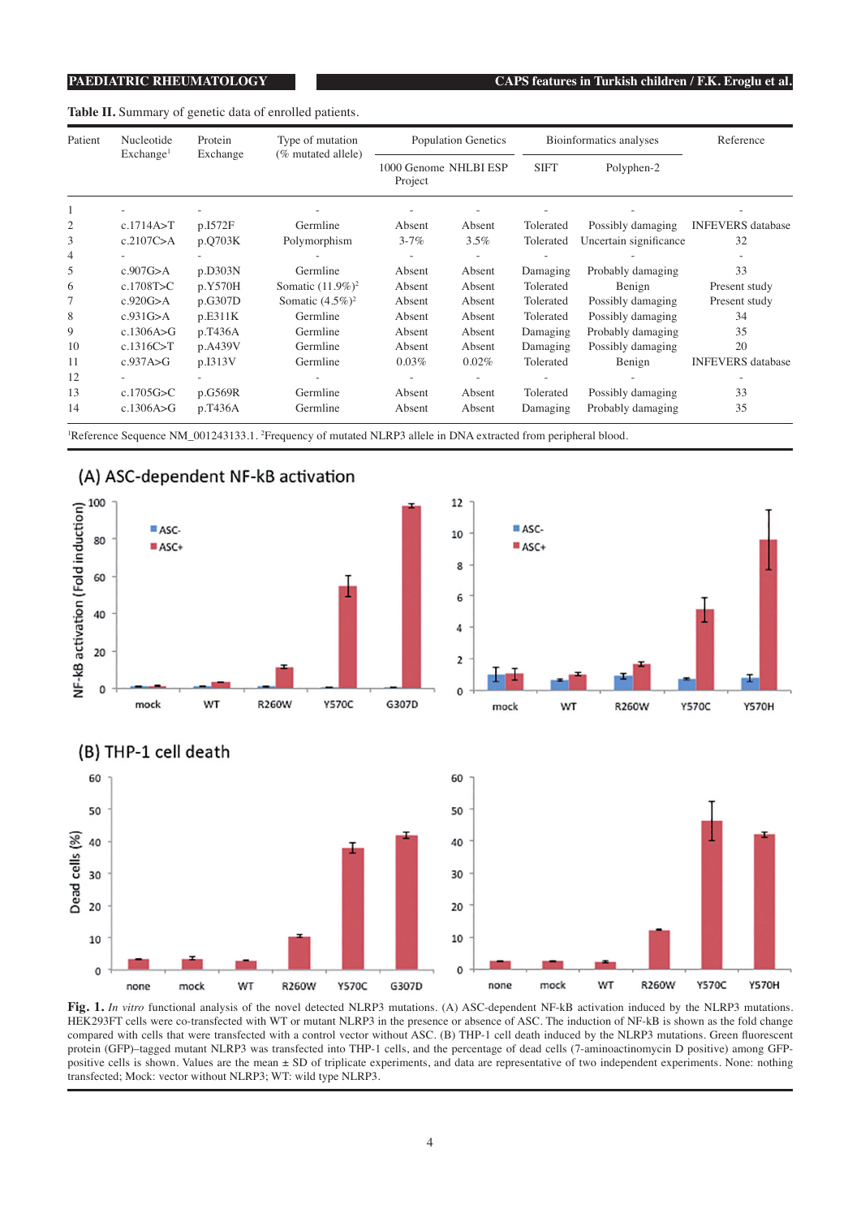**Table II.** Summary of genetic data of enrolled patients.

| Patient | Nucleotide Exchange[1] | Protein Exchange | Type of mutation (% mutated allele) | Population Genetics | | Bioinformatics analyses | | Reference |
|---|---|---|---|---|---|---|---|---|
| | | | | 1000 Genome Project | NHLBI ESP | SIFT | Polyphen-2 | |
| 1 | - | - | - | - | - | - | - | - |
| 2 | c.1714A>T | p.I572F | Germline | Absent | Absent | Tolerated | Possibly damaging | INFEVERS database |
| 3 | c.2107C>A | p.Q703K | Polymorphism | 3-7% | 3.5% | Tolerated | Uncertain significance | 32 |
| 4 | - | - | - | - | - | - | - | - |
| 5 | c.907G>A | p.D303N | Germline | Absent | Absent | Damaging | Probably damaging | 33 |
| 6 | c.1708T>C | p.Y570H | Somatic (11.9%)[2] | Absent | Absent | Tolerated | Benign | Present study |
| 7 | c.920G>A | p.G307D | Somatic (4.5%)[2] | Absent | Absent | Tolerated | Possibly damaging | Present study |
| 8 | c.931G>A | p.E311K | Germline | Absent | Absent | Tolerated | Possibly damaging | 34 |
| 9 | c.1306A>G | p.T436A | Germline | Absent | Absent | Damaging | Probably damaging | 35 |
| 10 | c.1316C>T | p.A439V | Germline | Absent | Absent | Damaging | Possibly damaging | 20 |
| 11 | c.937A>G | p.I313V | Germline | 0.03% | 0.02% | Tolerated | Benign | INFEVERS database |
| 12 | - | - | - | - | - | - | - | - |
| 13 | c.1705G>C | p.G569R | Germline | Absent | Absent | Tolerated | Possibly damaging | 33 |
| 14 | c.1306A>G | p.T436A | Germline | Absent | Absent | Damaging | Probably damaging | 35 |

[1]Reference Sequence NM_001243133.1. [2]Frequency of mutated NLRP3 allele in DNA extracted from peripheral blood.

**Fig. 1.** *In vitro* functional analysis of the novel detected NLRP3 mutations. (A) ASC-dependent NF-kB activation induced by the NLRP3 mutations. HEK293FT cells were co-transfected with WT or mutant NLRP3 in the presence or absence of ASC. The induction of NF-kB is shown as the fold change compared with cells that were transfected with a control vector without ASC. (B) THP-1 cell death induced by the NLRP3 mutations. Green fluorescent protein (GFP)–tagged mutant NLRP3 was transfected into THP-1 cells, and the percentage of dead cells (7-aminoactinomycin D positive) among GFP-positive cells is shown. Values are the mean ± SD of triplicate experiments, and data are representative of two independent experiments. None: nothing transfected; Mock: vector without NLRP3; WT: wild type NLRP3.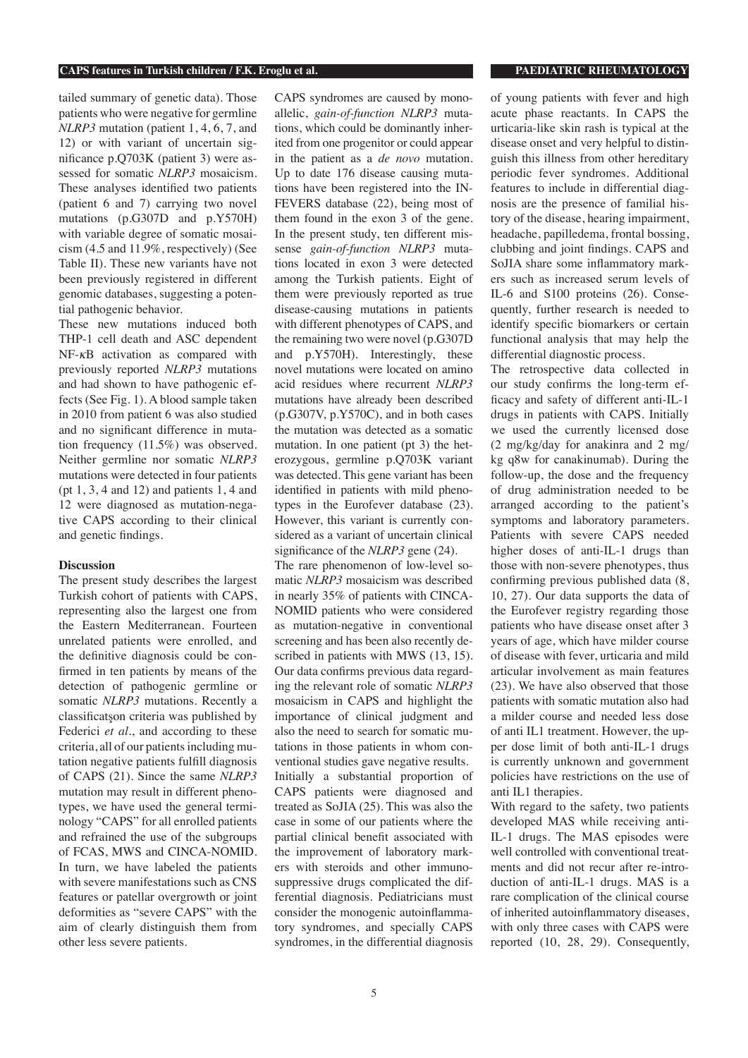tailed summary of genetic data). Those patients who were negative for germline *NLRP3* mutation (patient 1, 4, 6, 7, and 12) or with variant of uncertain significance p.Q703K (patient 3) were assessed for somatic *NLRP3* mosaicism. These analyses identified two patients (patient 6 and 7) carrying two novel mutations (p.G307D and p.Y570H) with variable degree of somatic mosaicism (4.5 and 11.9%, respectively) (See Table II). These new variants have not been previously registered in different genomic databases, suggesting a potential pathogenic behavior.

These new mutations induced both THP-1 cell death and ASC dependent NF-κB activation as compared with previously reported *NLRP3* mutations and had shown to have pathogenic effects (See Fig. 1). A blood sample taken in 2010 from patient 6 was also studied and no significant difference in mutation frequency (11.5%) was observed. Neither germline nor somatic *NLRP3* mutations were detected in four patients (pt 1, 3, 4 and 12) and patients 1, 4 and 12 were diagnosed as mutation-negative CAPS according to their clinical and genetic findings.

## Discussion

The present study describes the largest Turkish cohort of patients with CAPS, representing also the largest one from the Eastern Mediterranean. Fourteen unrelated patients were enrolled, and the definitive diagnosis could be confirmed in ten patients by means of the detection of pathogenic germline or somatic *NLRP3* mutations. Recently a classificatşon criteria was published by Federici *et al*., and according to these criteria, all of our patients including mutation negative patients fulfill diagnosis of CAPS (21). Since the same *NLRP3* mutation may result in different phenotypes, we have used the general terminology "CAPS" for all enrolled patients and refrained the use of the subgroups of FCAS, MWS and CINCA-NOMID. In turn, we have labeled the patients with severe manifestations such as CNS features or patellar overgrowth or joint deformities as "severe CAPS" with the aim of clearly distinguish them from other less severe patients.

CAPS syndromes are caused by monoallelic, *gain-of-function NLRP3* mutations, which could be dominantly inherited from one progenitor or could appear in the patient as a *de novo* mutation. Up to date 176 disease causing mutations have been registered into the INFEVERS database (22), being most of them found in the exon 3 of the gene. In the present study, ten different missense *gain-of-function NLRP3* mutations located in exon 3 were detected among the Turkish patients. Eight of them were previously reported as true disease-causing mutations in patients with different phenotypes of CAPS, and the remaining two were novel (p.G307D and p.Y570H). Interestingly, these novel mutations were located on amino acid residues where recurrent *NLRP3* mutations have already been described (p.G307V, p.Y570C), and in both cases the mutation was detected as a somatic mutation. In one patient (pt 3) the heterozygous, germline p.Q703K variant was detected. This gene variant has been identified in patients with mild phenotypes in the Eurofever database (23). However, this variant is currently considered as a variant of uncertain clinical significance of the *NLRP3* gene (24).

The rare phenomenon of low-level somatic *NLRP3* mosaicism was described in nearly 35% of patients with CINCA-NOMID patients who were considered as mutation-negative in conventional screening and has been also recently described in patients with MWS (13, 15). Our data confirms previous data regarding the relevant role of somatic *NLRP3* mosaicism in CAPS and highlight the importance of clinical judgment and also the need to search for somatic mutations in those patients in whom conventional studies gave negative results.

Initially a substantial proportion of CAPS patients were diagnosed and treated as SoJIA (25). This was also the case in some of our patients where the partial clinical benefit associated with the improvement of laboratory markers with steroids and other immunosuppressive drugs complicated the differential diagnosis. Pediatricians must consider the monogenic autoinflammatory syndromes, and specially CAPS syndromes, in the differential diagnosis of young patients with fever and high acute phase reactants. In CAPS the urticaria-like skin rash is typical at the disease onset and very helpful to distinguish this illness from other hereditary periodic fever syndromes. Additional features to include in differential diagnosis are the presence of familial history of the disease, hearing impairment, headache, papilledema, frontal bossing, clubbing and joint findings. CAPS and SoJIA share some inflammatory markers such as increased serum levels of IL-6 and S100 proteins (26). Consequently, further research is needed to identify specific biomarkers or certain functional analysis that may help the differential diagnostic process.

The retrospective data collected in our study confirms the long-term efficacy and safety of different anti-IL-1 drugs in patients with CAPS. Initially we used the currently licensed dose (2 mg/kg/day for anakinra and 2 mg/kg q8w for canakinumab). During the follow-up, the dose and the frequency of drug administration needed to be arranged according to the patient's symptoms and laboratory parameters. Patients with severe CAPS needed higher doses of anti-IL-1 drugs than those with non-severe phenotypes, thus confirming previous published data (8, 10, 27). Our data supports the data of the Eurofever registry regarding those patients who have disease onset after 3 years of age, which have milder course of disease with fever, urticaria and mild articular involvement as main features (23). We have also observed that those patients with somatic mutation also had a milder course and needed less dose of anti IL1 treatment. However, the upper dose limit of both anti-IL-1 drugs is currently unknown and government policies have restrictions on the use of anti IL1 therapies.

With regard to the safety, two patients developed MAS while receiving anti-IL-1 drugs. The MAS episodes were well controlled with conventional treatments and did not recur after re-introduction of anti-IL-1 drugs. MAS is a rare complication of the clinical course of inherited autoinflammatory diseases, with only three cases with CAPS were reported (10, 28, 29). Consequently,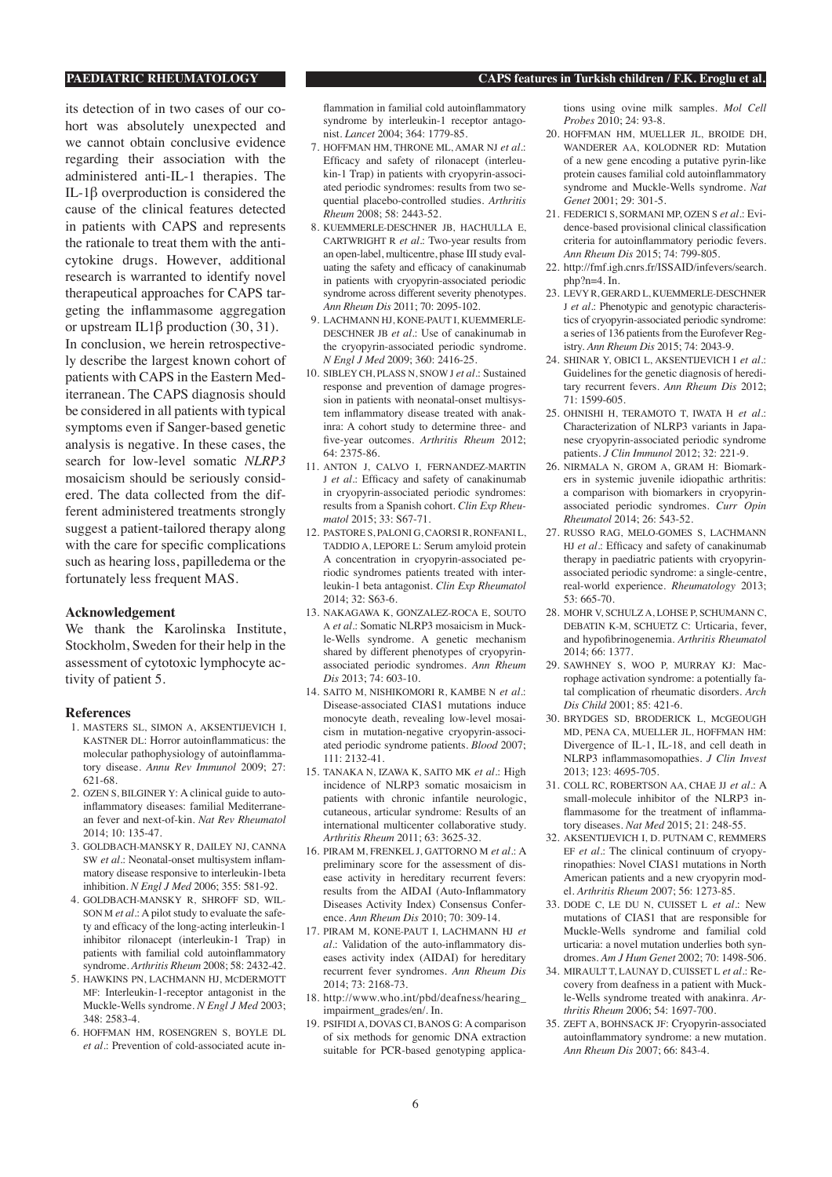its detection of in two cases of our cohort was absolutely unexpected and we cannot obtain conclusive evidence regarding their association with the administered anti-IL-1 therapies. The IL-1β overproduction is considered the cause of the clinical features detected in patients with CAPS and represents the rationale to treat them with the anti-cytokine drugs. However, additional research is warranted to identify novel therapeutical approaches for CAPS targeting the inflammasome aggregation or upstream IL1β production (30, 31).

In conclusion, we herein retrospectively describe the largest known cohort of patients with CAPS in the Eastern Mediterranean. The CAPS diagnosis should be considered in all patients with typical symptoms even if Sanger-based genetic analysis is negative. In these cases, the search for low-level somatic *NLRP3* mosaicism should be seriously considered. The data collected from the different administered treatments strongly suggest a patient-tailored therapy along with the care for specific complications such as hearing loss, papilledema or the fortunately less frequent MAS.

## Acknowledgement

We thank the Karolinska Institute, Stockholm, Sweden for their help in the assessment of cytotoxic lymphocyte activity of patient 5.

## References

1. MASTERS SL, SIMON A, AKSENTIJEVICH I, KASTNER DL: Horror autoinflammaticus: the molecular pathophysiology of autoinflammatory disease. *Annu Rev Immunol* 2009; 27: 621-68.
2. OZEN S, BILGINER Y: A clinical guide to autoinflammatory diseases: familial Mediterranean fever and next-of-kin. *Nat Rev Rheumatol* 2014; 10: 135-47.
3. GOLDBACH-MANSKY R, DAILEY NJ, CANNA SW *et al.*: Neonatal-onset multisystem inflammatory disease responsive to interleukin-1beta inhibition. *N Engl J Med* 2006; 355: 581-92.
4. GOLDBACH-MANSKY R, SHROFF SD, WILSON M *et al.*: A pilot study to evaluate the safety and efficacy of the long-acting interleukin-1 inhibitor rilonacept (interleukin-1 Trap) in patients with familial cold autoinflammatory syndrome. *Arthritis Rheum* 2008; 58: 2432-42.
5. HAWKINS PN, LACHMANN HJ, MCDERMOTT MF: Interleukin-1-receptor antagonist in the Muckle-Wells syndrome. *N Engl J Med* 2003; 348: 2583-4.
6. HOFFMAN HM, ROSENGREN S, BOYLE DL *et al.*: Prevention of cold-associated acute inflammation in familial cold autoinflammatory syndrome by interleukin-1 receptor antagonist. *Lancet* 2004; 364: 1779-85.
7. HOFFMAN HM, THRONE ML, AMAR NJ *et al.*: Efficacy and safety of rilonacept (interleukin-1 Trap) in patients with cryopyrin-associated periodic syndromes: results from two sequential placebo-controlled studies. *Arthritis Rheum* 2008; 58: 2443-52.
8. KUEMMERLE-DESCHNER JB, HACHULLA E, CARTWRIGHT R *et al.*: Two-year results from an open-label, multicentre, phase III study evaluating the safety and efficacy of canakinumab in patients with cryopyrin-associated periodic syndrome across different severity phenotypes. *Ann Rheum Dis* 2011; 70: 2095-102.
9. LACHMANN HJ, KONE-PAUT I, KUEMMERLE-DESCHNER JB *et al.*: Use of canakinumab in the cryopyrin-associated periodic syndrome. *N Engl J Med* 2009; 360: 2416-25.
10. SIBLEY CH, PLASS N, SNOW J *et al.*: Sustained response and prevention of damage progression in patients with neonatal-onset multisystem inflammatory disease treated with anakinra: A cohort study to determine three- and five-year outcomes. *Arthritis Rheum* 2012; 64: 2375-86.
11. ANTON J, CALVO I, FERNANDEZ-MARTIN J *et al.*: Efficacy and safety of canakinumab in cryopyrin-associated periodic syndromes: results from a Spanish cohort. *Clin Exp Rheumatol* 2015; 33: S67-71.
12. PASTORE S, PALONI G, CAORSI R, RONFANI L, TADDIO A, LEPORE L: Serum amyloid protein A concentration in cryopyrin-associated periodic syndromes patients treated with interleukin-1 beta antagonist. *Clin Exp Rheumatol* 2014; 32: S63-6.
13. NAKAGAWA K, GONZALEZ-ROCA E, SOUTO A *et al.*: Somatic NLRP3 mosaicism in Muckle-Wells syndrome. A genetic mechanism shared by different phenotypes of cryopyrin-associated periodic syndromes. *Ann Rheum Dis* 2013; 74: 603-10.
14. SAITO M, NISHIKOMORI R, KAMBE N *et al.*: Disease-associated CIAS1 mutations induce monocyte death, revealing low-level mosaicism in mutation-negative cryopyrin-associated periodic syndrome patients. *Blood* 2007; 111: 2132-41.
15. TANAKA N, IZAWA K, SAITO MK *et al.*: High incidence of NLRP3 somatic mosaicism in patients with chronic infantile neurologic, cutaneous, articular syndrome: Results of an international multicenter collaborative study. *Arthritis Rheum* 2011; 63: 3625-32.
16. PIRAM M, FRENKEL J, GATTORNO M *et al.*: A preliminary score for the assessment of disease activity in hereditary recurrent fevers: results from the AIDAI (Auto-Inflammatory Diseases Activity Index) Consensus Conference. *Ann Rheum Dis* 2010; 70: 309-14.
17. PIRAM M, KONE-PAUT I, LACHMANN HJ *et al.*: Validation of the auto-inflammatory diseases activity index (AIDAI) for hereditary recurrent fever syndromes. *Ann Rheum Dis* 2014; 73: 2168-73.
18. http://www.who.int/pbd/deafness/hearing_impairment_grades/en/. In.
19. PSIFIDI A, DOVAS CI, BANOS G: A comparison of six methods for genomic DNA extraction suitable for PCR-based genotyping applications using ovine milk samples. *Mol Cell Probes* 2010; 24: 93-8.
20. HOFFMAN HM, MUELLER JL, BROIDE DH, WANDERER AA, KOLODNER RD: Mutation of a new gene encoding a putative pyrin-like protein causes familial cold autoinflammatory syndrome and Muckle-Wells syndrome. *Nat Genet* 2001; 29: 301-5.
21. FEDERICI S, SORMANI MP, OZEN S *et al.*: Evidence-based provisional clinical classification criteria for autoinflammatory periodic fevers. *Ann Rheum Dis* 2015; 74: 799-805.
22. http://fmf.igh.cnrs.fr/ISSAID/infevers/search.php?n=4. In.
23. LEVY R, GERARD L, KUEMMERLE-DESCHNER J *et al.*: Phenotypic and genotypic characteristics of cryopyrin-associated periodic syndrome: a series of 136 patients from the Eurofever Registry. *Ann Rheum Dis* 2015; 74: 2043-9.
24. SHINAR Y, OBICI L, AKSENTIJEVICH I *et al.*: Guidelines for the genetic diagnosis of hereditary recurrent fevers. *Ann Rheum Dis* 2012; 71: 1599-605.
25. OHNISHI H, TERAMOTO T, IWATA H *et al.*: Characterization of NLRP3 variants in Japanese cryopyrin-associated periodic syndrome patients. *J Clin Immunol* 2012; 32: 221-9.
26. NIRMALA N, GROM A, GRAM H: Biomarkers in systemic juvenile idiopathic arthritis: a comparison with biomarkers in cryopyrin-associated periodic syndromes. *Curr Opin Rheumatol* 2014; 26: 543-52.
27. RUSSO RAG, MELO-GOMES S, LACHMANN HJ *et al.*: Efficacy and safety of canakinumab therapy in paediatric patients with cryopyrin-associated periodic syndrome: a single-centre, real-world experience. *Rheumatology* 2013; 53: 665-70.
28. MOHR V, SCHULZ A, LOHSE P, SCHUMANN C, DEBATIN K-M, SCHUETZ C: Urticaria, fever, and hypofibrinogenemia. *Arthritis Rheumatol* 2014; 66: 1377.
29. SAWHNEY S, WOO P, MURRAY KJ: Macrophage activation syndrome: a potentially fatal complication of rheumatic disorders. *Arch Dis Child* 2001; 85: 421-6.
30. BRYDGES SD, BRODERICK L, MCGEOUGH MD, PENA CA, MUELLER JL, HOFFMAN HM: Divergence of IL-1, IL-18, and cell death in NLRP3 inflammasomopathies. *J Clin Invest* 2013; 123: 4695-705.
31. COLL RC, ROBERTSON AA, CHAE JJ *et al.*: A small-molecule inhibitor of the NLRP3 inflammasome for the treatment of inflammatory diseases. *Nat Med* 2015; 21: 248-55.
32. AKSENTIJEVICH I, D. PUTNAM C, REMMERS EF *et al.*: The clinical continuum of cryopyrinopathies: Novel CIAS1 mutations in North American patients and a new cryopyrin model. *Arthritis Rheum* 2007; 56: 1273-85.
33. DODE C, LE DU N, CUISSET L *et al.*: New mutations of CIAS1 that are responsible for Muckle-Wells syndrome and familial cold urticaria: a novel mutation underlies both syndromes. *Am J Hum Genet* 2002; 70: 1498-506.
34. MIRAULT T, LAUNAY D, CUISSET L *et al.*: Recovery from deafness in a patient with Muckle-Wells syndrome treated with anakinra. *Arthritis Rheum* 2006; 54: 1697-700.
35. ZEFT A, BOHNSACK JF: Cryopyrin-associated autoinflammatory syndrome: a new mutation. *Ann Rheum Dis* 2007; 66: 843-4.